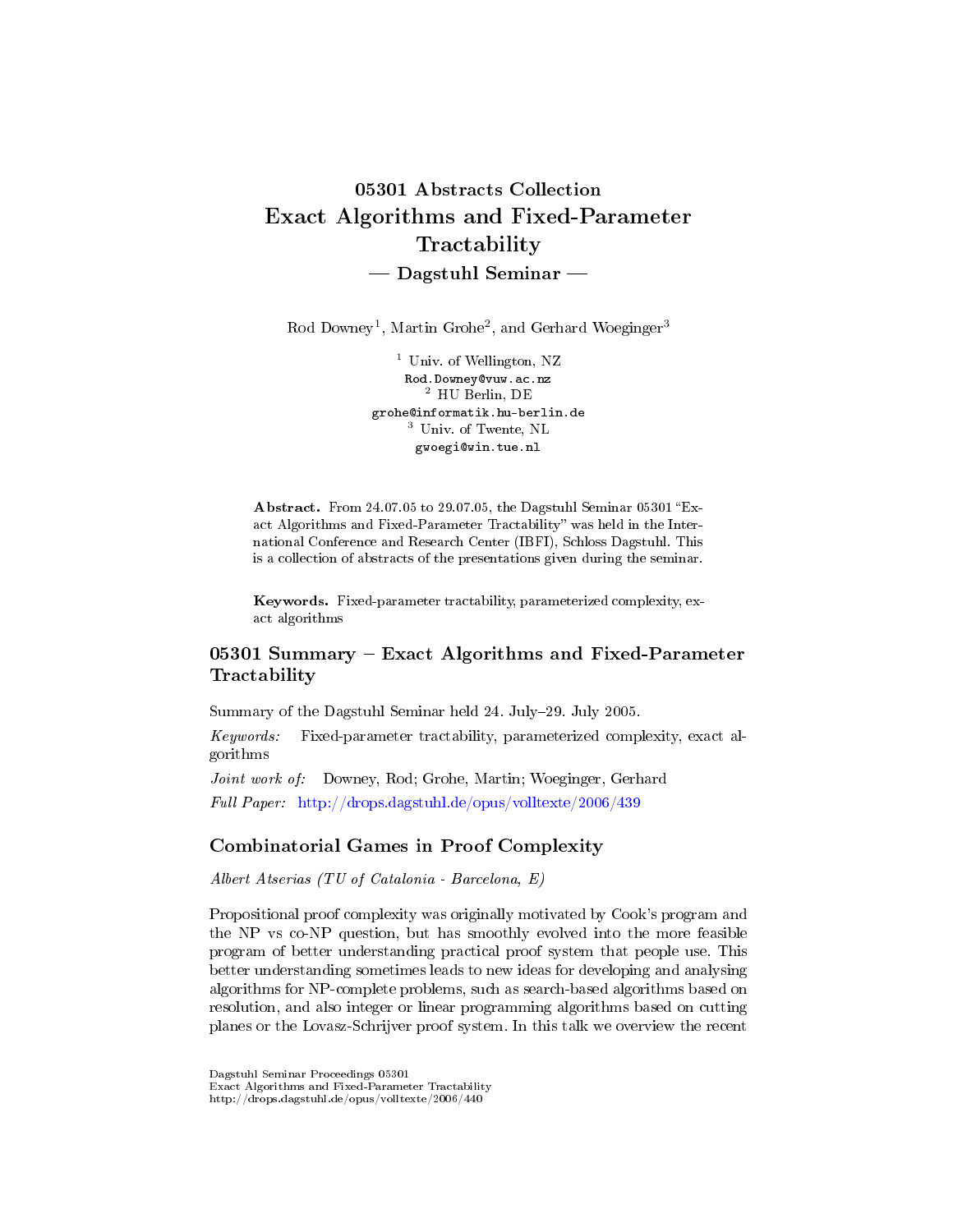# 05301 Abstracts Collection
# Exact Algorithms and Fixed-Parameter Tractability
## — Dagstuhl Seminar —

Rod Downey[1], Martin Grohe[2], and Gerhard Woeginger[3]

[1] Univ. of Wellington, NZ
Rod.Downey@vuw.ac.nz
[2] HU Berlin, DE
grohe@informatik.hu-berlin.de
[3] Univ. of Twente, NL
gwoegi@win.tue.nl

**Abstract.** From 24.07.05 to 29.07.05, the Dagstuhl Seminar 05301 "Exact Algorithms and Fixed-Parameter Tractability" was held in the International Conference and Research Center (IBFI), Schloss Dagstuhl. This is a collection of abstracts of the presentations given during the seminar.

**Keywords.** Fixed-parameter tractability, parameterized complexity, exact algorithms

## 05301 Summary – Exact Algorithms and Fixed-Parameter Tractability

Summary of the Dagstuhl Seminar held 24. July–29. July 2005.

*Keywords:* Fixed-parameter tractability, parameterized complexity, exact algorithms

*Joint work of:* Downey, Rod; Grohe, Martin; Woeginger, Gerhard

*Full Paper:* http://drops.dagstuhl.de/opus/volltexte/2006/439

## Combinatorial Games in Proof Complexity

*Albert Atserias (TU of Catalonia - Barcelona, E)*

Propositional proof complexity was originally motivated by Cook's program and the NP vs co-NP question, but has smoothly evolved into the more feasible program of better understanding practical proof system that people use. This better understanding sometimes leads to new ideas for developing and analysing algorithms for NP-complete problems, such as search-based algorithms based on resolution, and also integer or linear programming algorithms based on cutting planes or the Lovasz-Schrijver proof system. In this talk we overview the recent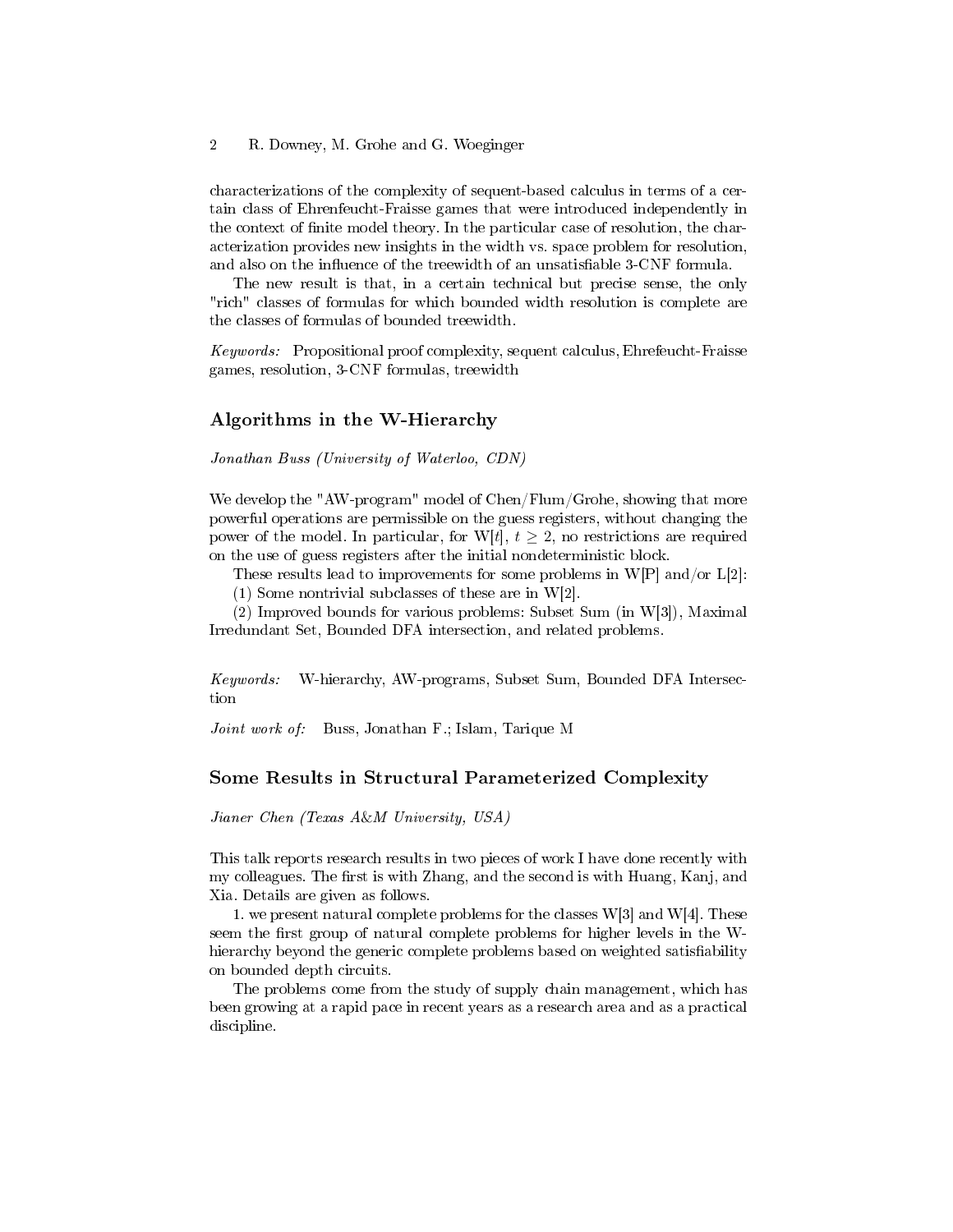characterizations of the complexity of sequent-based calculus in terms of a certain class of Ehrenfeucht-Fraisse games that were introduced independently in the context of finite model theory. In the particular case of resolution, the characterization provides new insights in the width vs. space problem for resolution, and also on the influence of the treewidth of an unsatisfiable 3-CNF formula.

The new result is that, in a certain technical but precise sense, the only "rich" classes of formulas for which bounded width resolution is complete are the classes of formulas of bounded treewidth.

*Keywords:* Propositional proof complexity, sequent calculus, Ehrefeucht-Fraisse games, resolution, 3-CNF formulas, treewidth

## Algorithms in the W-Hierarchy

*Jonathan Buss (University of Waterloo, CDN)*

We develop the "AW-program" model of Chen/Flum/Grohe, showing that more powerful operations are permissible on the guess registers, without changing the power of the model. In particular, for W[$t$], $t \geq 2$, no restrictions are required on the use of guess registers after the initial nondeterministic block.

These results lead to improvements for some problems in W[P] and/or L[2]:

(1) Some nontrivial subclasses of these are in W[2].

(2) Improved bounds for various problems: Subset Sum (in W[3]), Maximal Irredundant Set, Bounded DFA intersection, and related problems.

*Keywords:* W-hierarchy, AW-programs, Subset Sum, Bounded DFA Intersection

*Joint work of:* Buss, Jonathan F.; Islam, Tarique M

## Some Results in Structural Parameterized Complexity

*Jianer Chen (Texas A&M University, USA)*

This talk reports research results in two pieces of work I have done recently with my colleagues. The first is with Zhang, and the second is with Huang, Kanj, and Xia. Details are given as follows.

1. we present natural complete problems for the classes W[3] and W[4]. These seem the first group of natural complete problems for higher levels in the W-hierarchy beyond the generic complete problems based on weighted satisfiability on bounded depth circuits.

The problems come from the study of supply chain management, which has been growing at a rapid pace in recent years as a research area and as a practical discipline.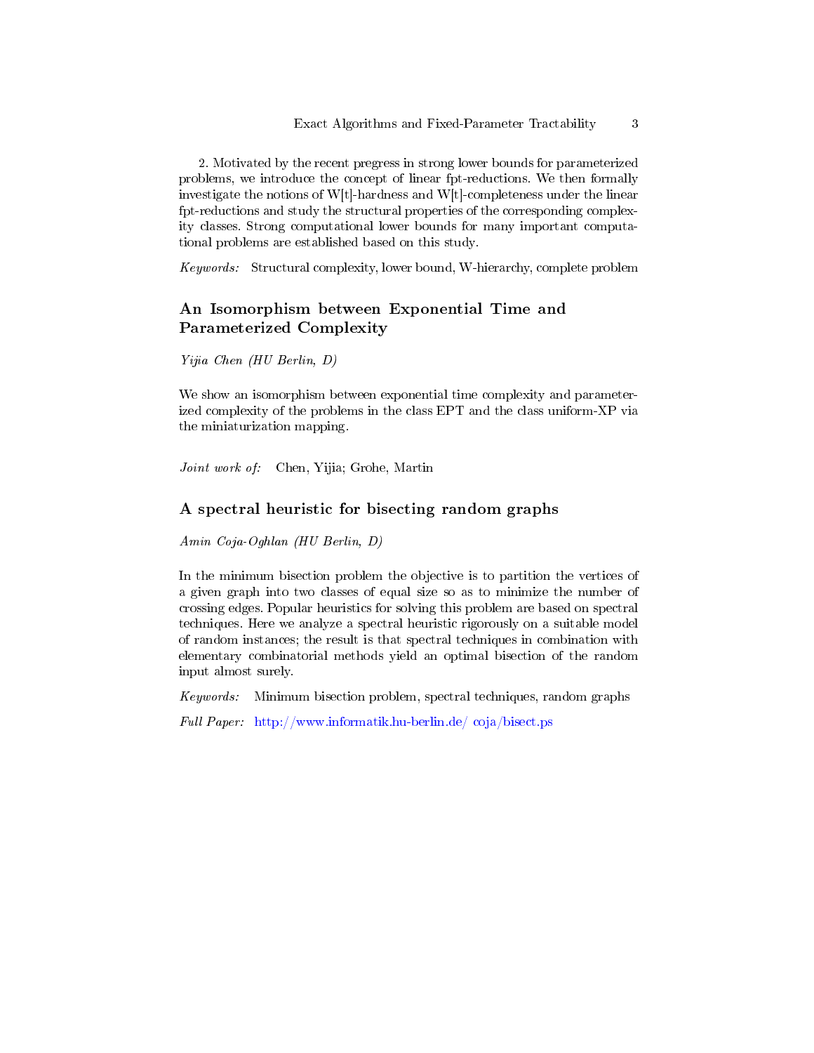2. Motivated by the recent pregress in strong lower bounds for parameterized problems, we introduce the concept of linear fpt-reductions. We then formally investigate the notions of W[t]-hardness and W[t]-completeness under the linear fpt-reductions and study the structural properties of the corresponding complexity classes. Strong computational lower bounds for many important computational problems are established based on this study.

*Keywords:* Structural complexity, lower bound, W-hierarchy, complete problem

## An Isomorphism between Exponential Time and Parameterized Complexity

*Yijia Chen (HU Berlin, D)*

We show an isomorphism between exponential time complexity and parameterized complexity of the problems in the class EPT and the class uniform-XP via the miniaturization mapping.

*Joint work of:* Chen, Yijia; Grohe, Martin

## A spectral heuristic for bisecting random graphs

*Amin Coja-Oghlan (HU Berlin, D)*

In the minimum bisection problem the objective is to partition the vertices of a given graph into two classes of equal size so as to minimize the number of crossing edges. Popular heuristics for solving this problem are based on spectral techniques. Here we analyze a spectral heuristic rigorously on a suitable model of random instances; the result is that spectral techniques in combination with elementary combinatorial methods yield an optimal bisection of the random input almost surely.

*Keywords:* Minimum bisection problem, spectral techniques, random graphs

*Full Paper:* http://www.informatik.hu-berlin.de/ coja/bisect.ps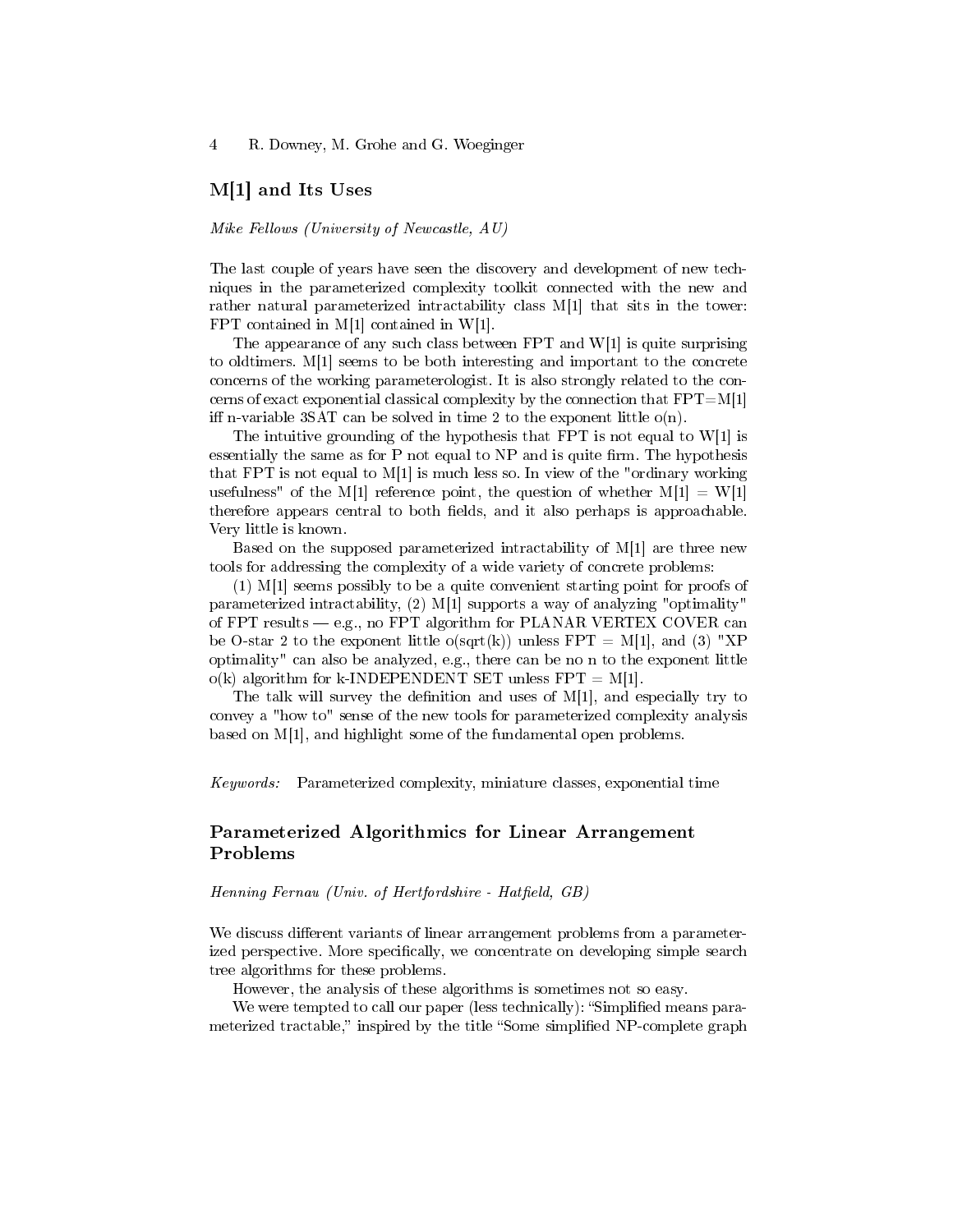## M[1] and Its Uses

*Mike Fellows (University of Newcastle, AU)*

The last couple of years have seen the discovery and development of new techniques in the parameterized complexity toolkit connected with the new and rather natural parameterized intractability class M[1] that sits in the tower: FPT contained in M[1] contained in W[1].

The appearance of any such class between FPT and W[1] is quite surprising to oldtimers. M[1] seems to be both interesting and important to the concrete concerns of the working parameterologist. It is also strongly related to the concerns of exact exponential classical complexity by the connection that FPT=M[1] iff n-variable 3SAT can be solved in time 2 to the exponent little o(n).

The intuitive grounding of the hypothesis that FPT is not equal to W[1] is essentially the same as for P not equal to NP and is quite firm. The hypothesis that FPT is not equal to M[1] is much less so. In view of the "ordinary working usefulness" of the M[1] reference point, the question of whether M[1] = W[1] therefore appears central to both fields, and it also perhaps is approachable. Very little is known.

Based on the supposed parameterized intractability of M[1] are three new tools for addressing the complexity of a wide variety of concrete problems:

(1) M[1] seems possibly to be a quite convenient starting point for proofs of parameterized intractability, (2) M[1] supports a way of analyzing "optimality" of FPT results — e.g., no FPT algorithm for PLANAR VERTEX COVER can be O-star 2 to the exponent little o(sqrt(k)) unless FPT = M[1], and (3) "XP optimality" can also be analyzed, e.g., there can be no n to the exponent little o(k) algorithm for k-INDEPENDENT SET unless FPT = M[1].

The talk will survey the definition and uses of M[1], and especially try to convey a "how to" sense of the new tools for parameterized complexity analysis based on M[1], and highlight some of the fundamental open problems.

*Keywords:* Parameterized complexity, miniature classes, exponential time

## Parameterized Algorithmics for Linear Arrangement Problems

*Henning Fernau (Univ. of Hertfordshire - Hatfield, GB)*

We discuss different variants of linear arrangement problems from a parameterized perspective. More specifically, we concentrate on developing simple search tree algorithms for these problems.

However, the analysis of these algorithms is sometimes not so easy.

We were tempted to call our paper (less technically): "Simplified means parameterized tractable," inspired by the title "Some simplified NP-complete graph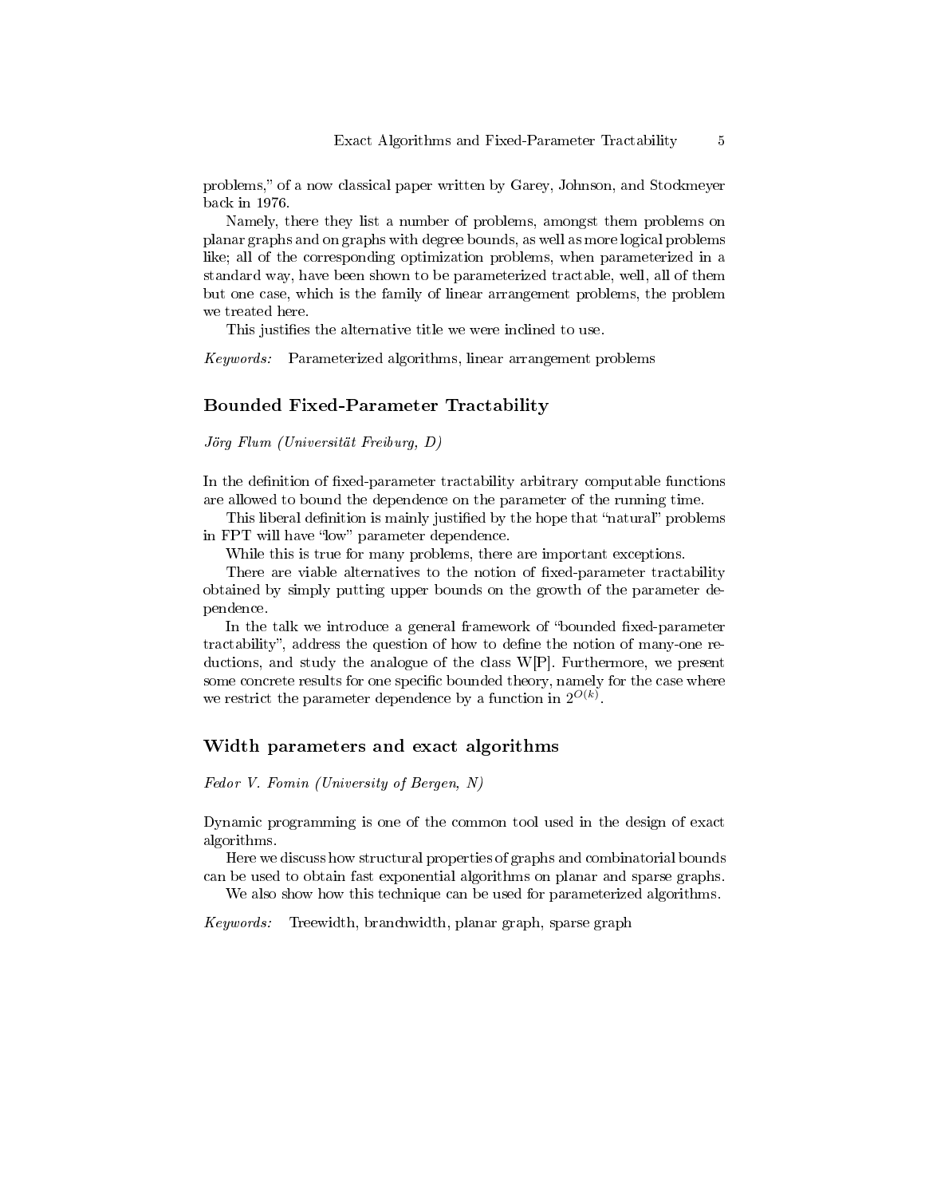problems," of a now classical paper written by Garey, Johnson, and Stockmeyer back in 1976.

Namely, there they list a number of problems, amongst them problems on planar graphs and on graphs with degree bounds, as well as more logical problems like; all of the corresponding optimization problems, when parameterized in a standard way, have been shown to be parameterized tractable, well, all of them but one case, which is the family of linear arrangement problems, the problem we treated here.

This justifies the alternative title we were inclined to use.

*Keywords:* Parameterized algorithms, linear arrangement problems

## Bounded Fixed-Parameter Tractability

*Jörg Flum (Universität Freiburg, D)*

In the definition of fixed-parameter tractability arbitrary computable functions are allowed to bound the dependence on the parameter of the running time.

This liberal definition is mainly justified by the hope that "natural" problems in FPT will have "low" parameter dependence.

While this is true for many problems, there are important exceptions.

There are viable alternatives to the notion of fixed-parameter tractability obtained by simply putting upper bounds on the growth of the parameter dependence.

In the talk we introduce a general framework of "bounded fixed-parameter tractability", address the question of how to define the notion of many-one reductions, and study the analogue of the class W[P]. Furthermore, we present some concrete results for one specific bounded theory, namely for the case where we restrict the parameter dependence by a function in $2^{O(k)}$.

## Width parameters and exact algorithms

*Fedor V. Fomin (University of Bergen, N)*

Dynamic programming is one of the common tool used in the design of exact algorithms.

Here we discuss how structural properties of graphs and combinatorial bounds can be used to obtain fast exponential algorithms on planar and sparse graphs.

We also show how this technique can be used for parameterized algorithms.

*Keywords:* Treewidth, branchwidth, planar graph, sparse graph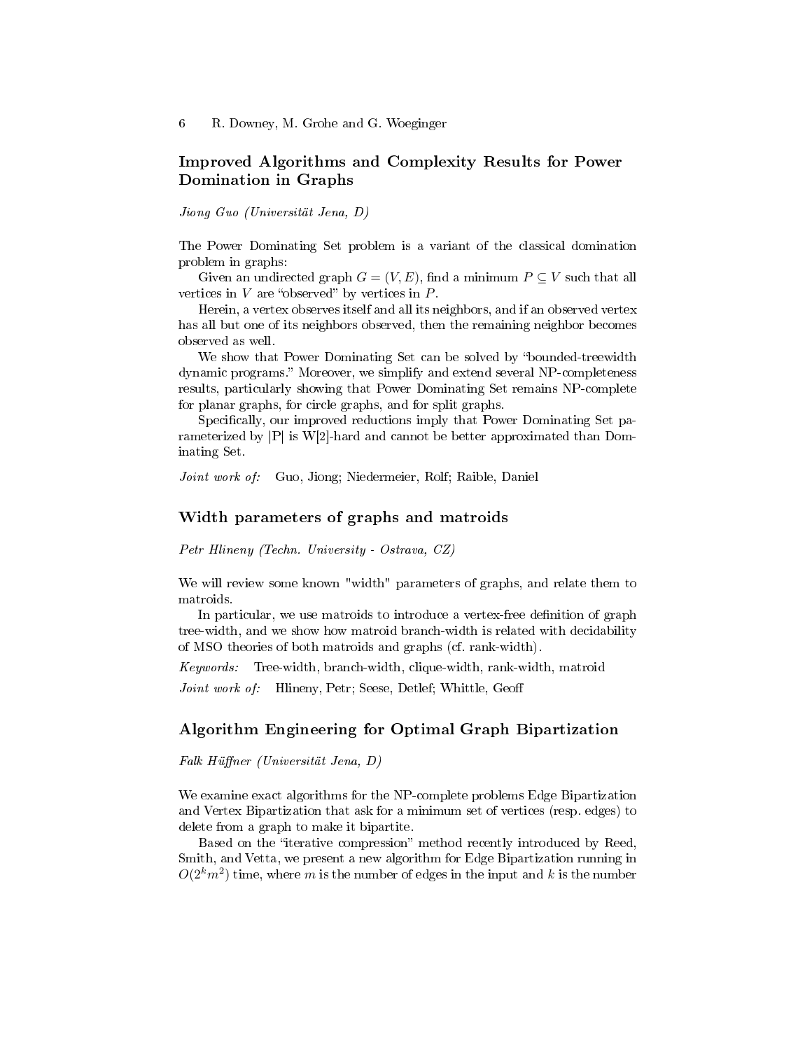## Improved Algorithms and Complexity Results for Power Domination in Graphs

*Jiong Guo (Universität Jena, D)*

The Power Dominating Set problem is a variant of the classical domination problem in graphs:

Given an undirected graph $G = (V, E)$, find a minimum $P \subseteq V$ such that all vertices in $V$ are "observed" by vertices in $P$.

Herein, a vertex observes itself and all its neighbors, and if an observed vertex has all but one of its neighbors observed, then the remaining neighbor becomes observed as well.

We show that Power Dominating Set can be solved by "bounded-treewidth dynamic programs." Moreover, we simplify and extend several NP-completeness results, particularly showing that Power Dominating Set remains NP-complete for planar graphs, for circle graphs, and for split graphs.

Specifically, our improved reductions imply that Power Dominating Set parameterized by |P| is W[2]-hard and cannot be better approximated than Dominating Set.

*Joint work of:* Guo, Jiong; Niedermeier, Rolf; Raible, Daniel

## Width parameters of graphs and matroids

*Petr Hlineny (Techn. University - Ostrava, CZ)*

We will review some known "width" parameters of graphs, and relate them to matroids.

In particular, we use matroids to introduce a vertex-free definition of graph tree-width, and we show how matroid branch-width is related with decidability of MSO theories of both matroids and graphs (cf. rank-width).

*Keywords:* Tree-width, branch-width, clique-width, rank-width, matroid

*Joint work of:* Hlineny, Petr; Seese, Detlef; Whittle, Geoff

## Algorithm Engineering for Optimal Graph Bipartization

*Falk Hüffner (Universität Jena, D)*

We examine exact algorithms for the NP-complete problems Edge Bipartization and Vertex Bipartization that ask for a minimum set of vertices (resp. edges) to delete from a graph to make it bipartite.

Based on the "iterative compression" method recently introduced by Reed, Smith, and Vetta, we present a new algorithm for Edge Bipartization running in $O(2^k m^2)$ time, where $m$ is the number of edges in the input and $k$ is the number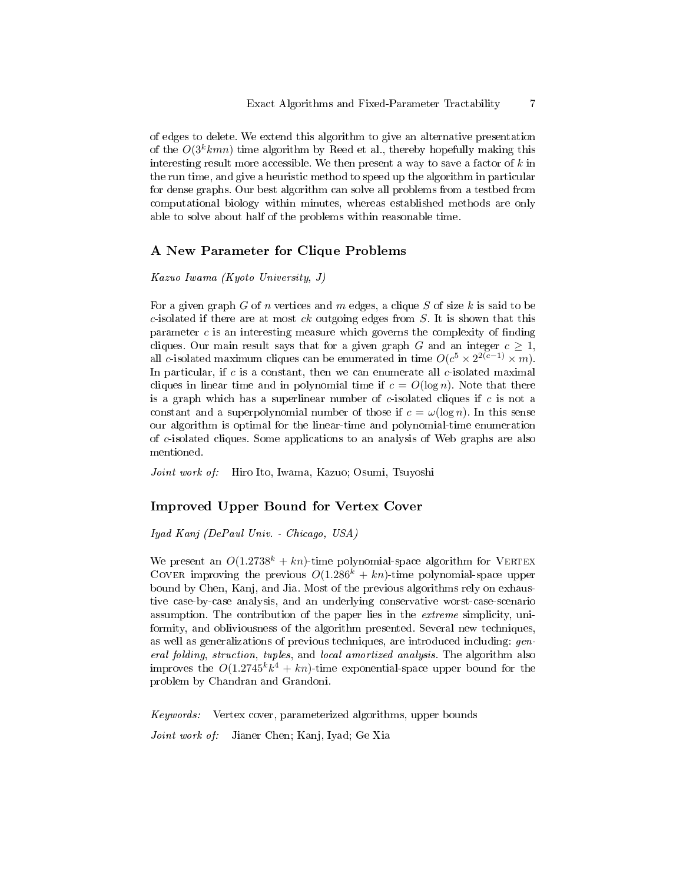of edges to delete. We extend this algorithm to give an alternative presentation of the $O(3^k kmn)$ time algorithm by Reed et al., thereby hopefully making this interesting result more accessible. We then present a way to save a factor of $k$ in the run time, and give a heuristic method to speed up the algorithm in particular for dense graphs. Our best algorithm can solve all problems from a testbed from computational biology within minutes, whereas established methods are only able to solve about half of the problems within reasonable time.

## A New Parameter for Clique Problems

*Kazuo Iwama (Kyoto University, J)*

For a given graph $G$ of $n$ vertices and $m$ edges, a clique $S$ of size $k$ is said to be $c$-isolated if there are at most $ck$ outgoing edges from $S$. It is shown that this parameter $c$ is an interesting measure which governs the complexity of finding cliques. Our main result says that for a given graph $G$ and an integer $c \geq 1$, all $c$-isolated maximum cliques can be enumerated in time $O(c^5 \times 2^{2(c-1)} \times m)$. In particular, if $c$ is a constant, then we can enumerate all $c$-isolated maximal cliques in linear time and in polynomial time if $c = O(\log n)$. Note that there is a graph which has a superlinear number of $c$-isolated cliques if $c$ is not a constant and a superpolynomial number of those if $c = \omega(\log n)$. In this sense our algorithm is optimal for the linear-time and polynomial-time enumeration of $c$-isolated cliques. Some applications to an analysis of Web graphs are also mentioned.

*Joint work of:* Hiro Ito, Iwama, Kazuo; Osumi, Tsuyoshi

## Improved Upper Bound for Vertex Cover

*Iyad Kanj (DePaul Univ. - Chicago, USA)*

We present an $O(1.2738^k + kn)$-time polynomial-space algorithm for Vertex Cover improving the previous $O(1.286^k + kn)$-time polynomial-space upper bound by Chen, Kanj, and Jia. Most of the previous algorithms rely on exhaustive case-by-case analysis, and an underlying conservative worst-case-scenario assumption. The contribution of the paper lies in the *extreme* simplicity, uniformity, and obliviousness of the algorithm presented. Several new techniques, as well as generalizations of previous techniques, are introduced including: *general folding*, *struction*, *tuples*, and *local amortized analysis*. The algorithm also improves the $O(1.2745^k k^4 + kn)$-time exponential-space upper bound for the problem by Chandran and Grandoni.

*Keywords:* Vertex cover, parameterized algorithms, upper bounds

*Joint work of:* Jianer Chen; Kanj, Iyad; Ge Xia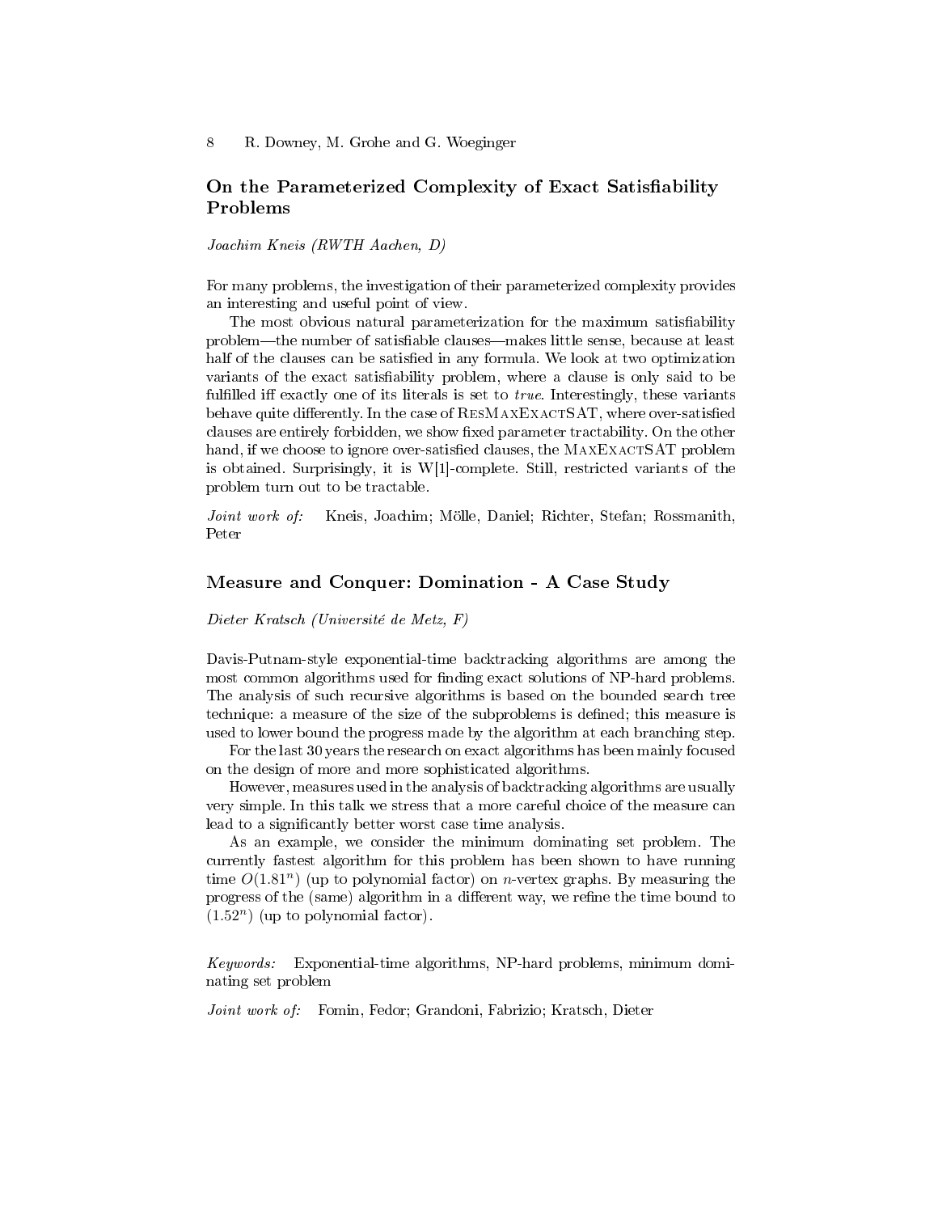## On the Parameterized Complexity of Exact Satisfiability Problems

*Joachim Kneis (RWTH Aachen, D)*

For many problems, the investigation of their parameterized complexity provides an interesting and useful point of view.

The most obvious natural parameterization for the maximum satisfiability problem—the number of satisfiable clauses—makes little sense, because at least half of the clauses can be satisfied in any formula. We look at two optimization variants of the exact satisfiability problem, where a clause is only said to be fulfilled iff exactly one of its literals is set to *true*. Interestingly, these variants behave quite differently. In the case of ResMaxExactSAT, where over-satisfied clauses are entirely forbidden, we show fixed parameter tractability. On the other hand, if we choose to ignore over-satisfied clauses, the MaxExactSAT problem is obtained. Surprisingly, it is W[1]-complete. Still, restricted variants of the problem turn out to be tractable.

*Joint work of:* Kneis, Joachim; Mölle, Daniel; Richter, Stefan; Rossmanith, Peter

## Measure and Conquer: Domination - A Case Study

*Dieter Kratsch (Université de Metz, F)*

Davis-Putnam-style exponential-time backtracking algorithms are among the most common algorithms used for finding exact solutions of NP-hard problems. The analysis of such recursive algorithms is based on the bounded search tree technique: a measure of the size of the subproblems is defined; this measure is used to lower bound the progress made by the algorithm at each branching step.

For the last 30 years the research on exact algorithms has been mainly focused on the design of more and more sophisticated algorithms.

However, measures used in the analysis of backtracking algorithms are usually very simple. In this talk we stress that a more careful choice of the measure can lead to a significantly better worst case time analysis.

As an example, we consider the minimum dominating set problem. The currently fastest algorithm for this problem has been shown to have running time $O(1.81^n)$ (up to polynomial factor) on $n$-vertex graphs. By measuring the progress of the (same) algorithm in a different way, we refine the time bound to $(1.52^n)$ (up to polynomial factor).

*Keywords:* Exponential-time algorithms, NP-hard problems, minimum dominating set problem

*Joint work of:* Fomin, Fedor; Grandoni, Fabrizio; Kratsch, Dieter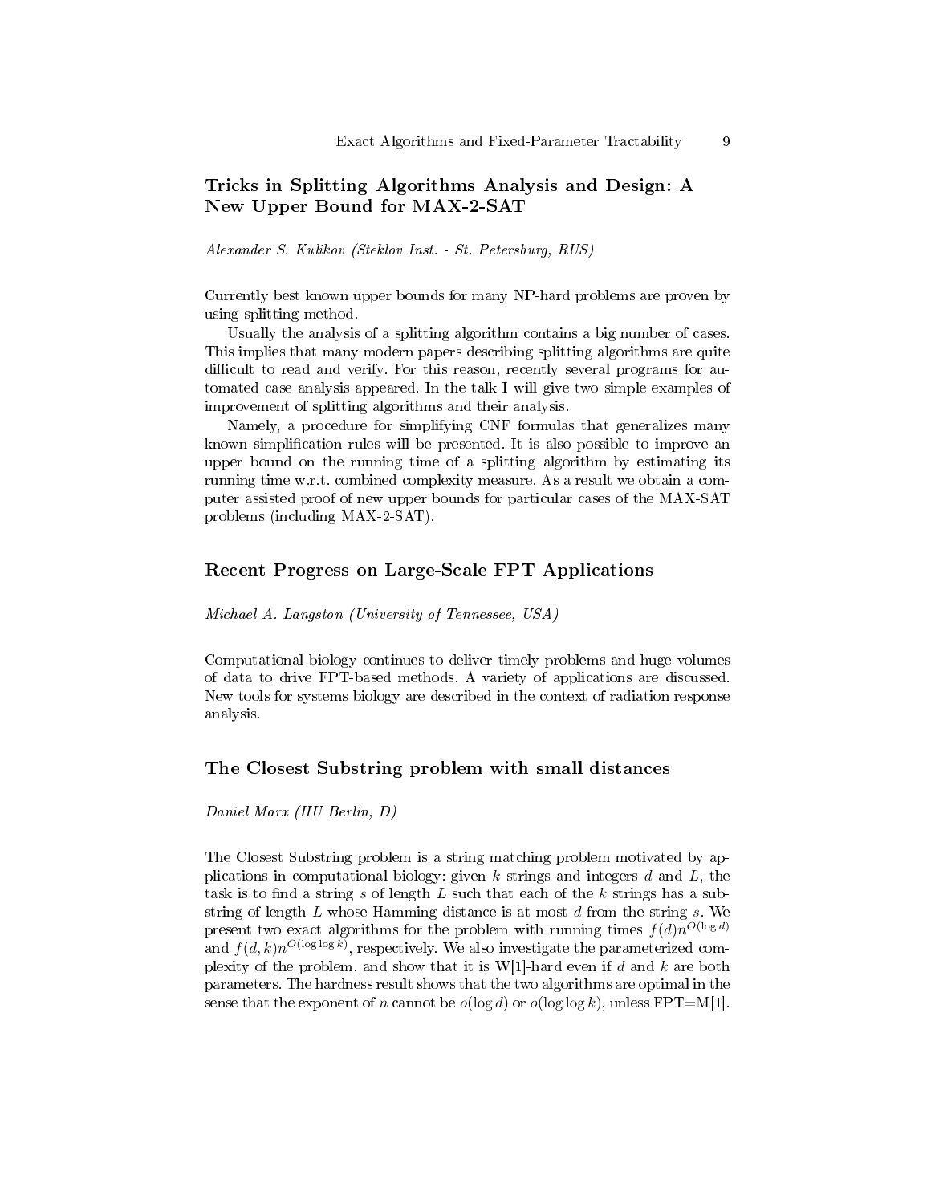### Tricks in Splitting Algorithms Analysis and Design: A New Upper Bound for MAX-2-SAT

*Alexander S. Kulikov (Steklov Inst. - St. Petersburg, RUS)*

Currently best known upper bounds for many NP-hard problems are proven by using splitting method.

Usually the analysis of a splitting algorithm contains a big number of cases. This implies that many modern papers describing splitting algorithms are quite difficult to read and verify. For this reason, recently several programs for automated case analysis appeared. In the talk I will give two simple examples of improvement of splitting algorithms and their analysis.

Namely, a procedure for simplifying CNF formulas that generalizes many known simplification rules will be presented. It is also possible to improve an upper bound on the running time of a splitting algorithm by estimating its running time w.r.t. combined complexity measure. As a result we obtain a computer assisted proof of new upper bounds for particular cases of the MAX-SAT problems (including MAX-2-SAT).

### Recent Progress on Large-Scale FPT Applications

*Michael A. Langston (University of Tennessee, USA)*

Computational biology continues to deliver timely problems and huge volumes of data to drive FPT-based methods. A variety of applications are discussed. New tools for systems biology are described in the context of radiation response analysis.

### The Closest Substring problem with small distances

*Daniel Marx (HU Berlin, D)*

The Closest Substring problem is a string matching problem motivated by applications in computational biology: given $k$ strings and integers $d$ and $L$, the task is to find a string $s$ of length $L$ such that each of the $k$ strings has a substring of length $L$ whose Hamming distance is at most $d$ from the string $s$. We present two exact algorithms for the problem with running times $f(d)n^{O(\log d)}$ and $f(d,k)n^{O(\log \log k)}$, respectively. We also investigate the parameterized complexity of the problem, and show that it is W[1]-hard even if $d$ and $k$ are both parameters. The hardness result shows that the two algorithms are optimal in the sense that the exponent of $n$ cannot be $o(\log d)$ or $o(\log \log k)$, unless FPT=M[1].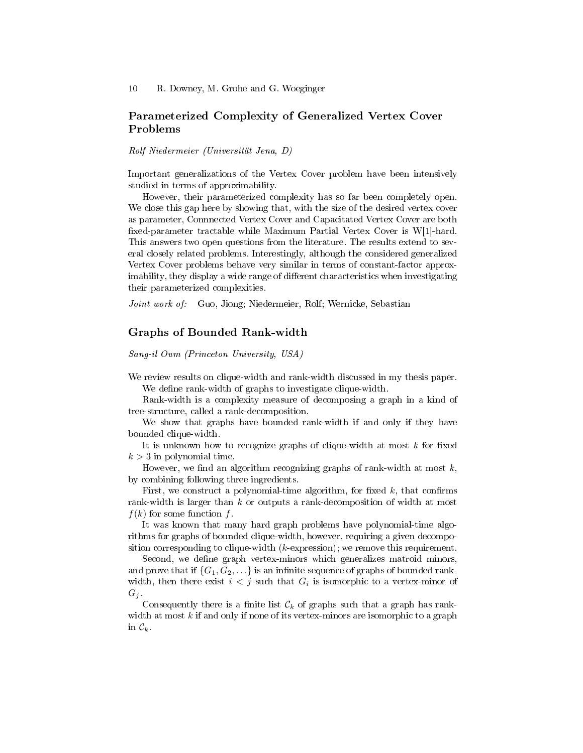## Parameterized Complexity of Generalized Vertex Cover Problems

*Rolf Niedermeier (Universität Jena, D)*

Important generalizations of the Vertex Cover problem have been intensively studied in terms of approximability.

However, their parameterized complexity has so far been completely open. We close this gap here by showing that, with the size of the desired vertex cover as parameter, Connnected Vertex Cover and Capacitated Vertex Cover are both fixed-parameter tractable while Maximum Partial Vertex Cover is W[1]-hard. This answers two open questions from the literature. The results extend to several closely related problems. Interestingly, although the considered generalized Vertex Cover problems behave very similar in terms of constant-factor approximability, they display a wide range of different characteristics when investigating their parameterized complexities.

*Joint work of:* Guo, Jiong; Niedermeier, Rolf; Wernicke, Sebastian

## Graphs of Bounded Rank-width

*Sang-il Oum (Princeton University, USA)*

We review results on clique-width and rank-width discussed in my thesis paper.

We define rank-width of graphs to investigate clique-width.

Rank-width is a complexity measure of decomposing a graph in a kind of tree-structure, called a rank-decomposition.

We show that graphs have bounded rank-width if and only if they have bounded clique-width.

It is unknown how to recognize graphs of clique-width at most $k$ for fixed $k > 3$ in polynomial time.

However, we find an algorithm recognizing graphs of rank-width at most $k$, by combining following three ingredients.

First, we construct a polynomial-time algorithm, for fixed $k$, that confirms rank-width is larger than $k$ or outputs a rank-decomposition of width at most $f(k)$ for some function $f$.

It was known that many hard graph problems have polynomial-time algorithms for graphs of bounded clique-width, however, requiring a given decomposition corresponding to clique-width ($k$-expression); we remove this requirement.

Second, we define graph vertex-minors which generalizes matroid minors, and prove that if $\{G_1, G_2, \ldots\}$ is an infinite sequence of graphs of bounded rank-width, then there exist $i < j$ such that $G_i$ is isomorphic to a vertex-minor of $G_j$.

Consequently there is a finite list $\mathcal{C}_k$ of graphs such that a graph has rank-width at most $k$ if and only if none of its vertex-minors are isomorphic to a graph in $\mathcal{C}_k$.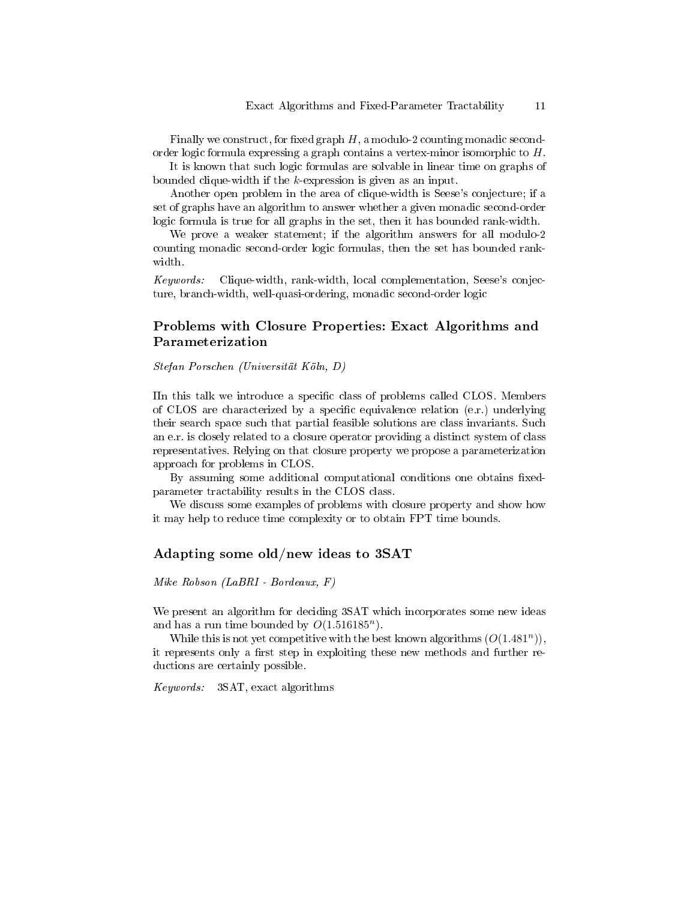Finally we construct, for fixed graph $H$, a modulo-2 counting monadic second-order logic formula expressing a graph contains a vertex-minor isomorphic to $H$.

It is known that such logic formulas are solvable in linear time on graphs of bounded clique-width if the $k$-expression is given as an input.

Another open problem in the area of clique-width is Seese's conjecture; if a set of graphs have an algorithm to answer whether a given monadic second-order logic formula is true for all graphs in the set, then it has bounded rank-width.

We prove a weaker statement; if the algorithm answers for all modulo-2 counting monadic second-order logic formulas, then the set has bounded rank-width.

*Keywords:* Clique-width, rank-width, local complementation, Seese's conjecture, branch-width, well-quasi-ordering, monadic second-order logic

## Problems with Closure Properties: Exact Algorithms and Parameterization

*Stefan Porschen (Universität Köln, D)*

IIn this talk we introduce a specific class of problems called CLOS. Members of CLOS are characterized by a specific equivalence relation (e.r.) underlying their search space such that partial feasible solutions are class invariants. Such an e.r. is closely related to a closure operator providing a distinct system of class representatives. Relying on that closure property we propose a parameterization approach for problems in CLOS.

By assuming some additional computational conditions one obtains fixed-parameter tractability results in the CLOS class.

We discuss some examples of problems with closure property and show how it may help to reduce time complexity or to obtain FPT time bounds.

## Adapting some old/new ideas to 3SAT

*Mike Robson (LaBRI - Bordeaux, F)*

We present an algorithm for deciding 3SAT which incorporates some new ideas and has a run time bounded by $O(1.516185^n)$.

While this is not yet competitive with the best known algorithms ($O(1.481^n)$), it represents only a first step in exploiting these new methods and further reductions are certainly possible.

*Keywords:* 3SAT, exact algorithms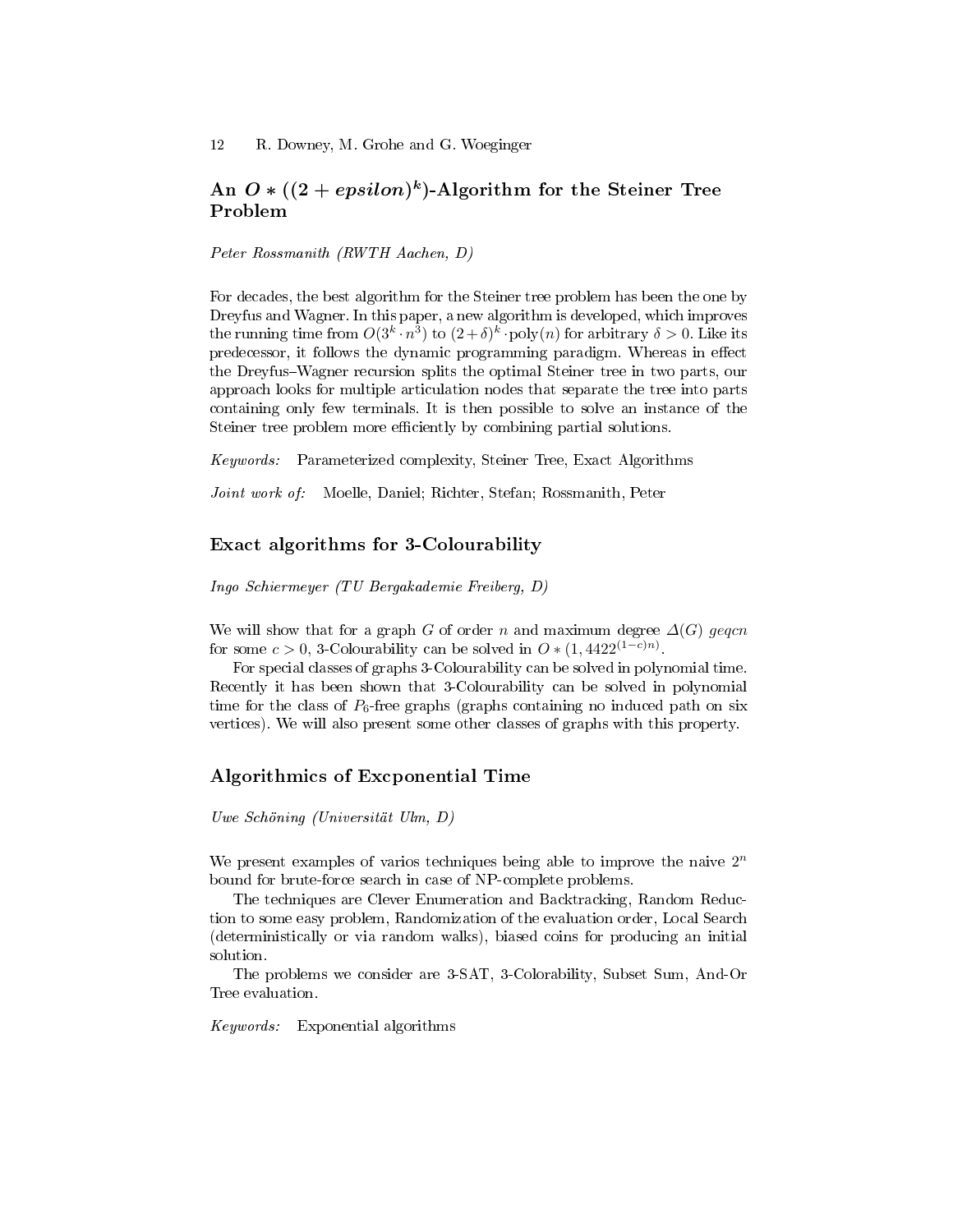## An $O*((2+epsilon)^k)$-Algorithm for the Steiner Tree Problem

*Peter Rossmanith (RWTH Aachen, D)*

For decades, the best algorithm for the Steiner tree problem has been the one by Dreyfus and Wagner. In this paper, a new algorithm is developed, which improves the running time from $O(3^k \cdot n^3)$ to $(2+\delta)^k \cdot \text{poly}(n)$ for arbitrary $\delta > 0$. Like its predecessor, it follows the dynamic programming paradigm. Whereas in effect the Dreyfus–Wagner recursion splits the optimal Steiner tree in two parts, our approach looks for multiple articulation nodes that separate the tree into parts containing only few terminals. It is then possible to solve an instance of the Steiner tree problem more efficiently by combining partial solutions.

*Keywords:* Parameterized complexity, Steiner Tree, Exact Algorithms

*Joint work of:* Moelle, Daniel; Richter, Stefan; Rossmanith, Peter

## Exact algorithms for 3-Colourability

*Ingo Schiermeyer (TU Bergakademie Freiberg, D)*

We will show that for a graph $G$ of order $n$ and maximum degree $\Delta(G)$ *geqcn* for some $c > 0$, 3-Colourability can be solved in $O*(1,4422^{(1-c)n})$.

For special classes of graphs 3-Colourability can be solved in polynomial time. Recently it has been shown that 3-Colourability can be solved in polynomial time for the class of $P_6$-free graphs (graphs containing no induced path on six vertices). We will also present some other classes of graphs with this property.

## Algorithmics of Excponential Time

*Uwe Schöning (Universität Ulm, D)*

We present examples of varios techniques being able to improve the naive $2^n$ bound for brute-force search in case of NP-complete problems.

The techniques are Clever Enumeration and Backtracking, Random Reduction to some easy problem, Randomization of the evaluation order, Local Search (deterministically or via random walks), biased coins for producing an initial solution.

The problems we consider are 3-SAT, 3-Colorability, Subset Sum, And-Or Tree evaluation.

*Keywords:* Exponential algorithms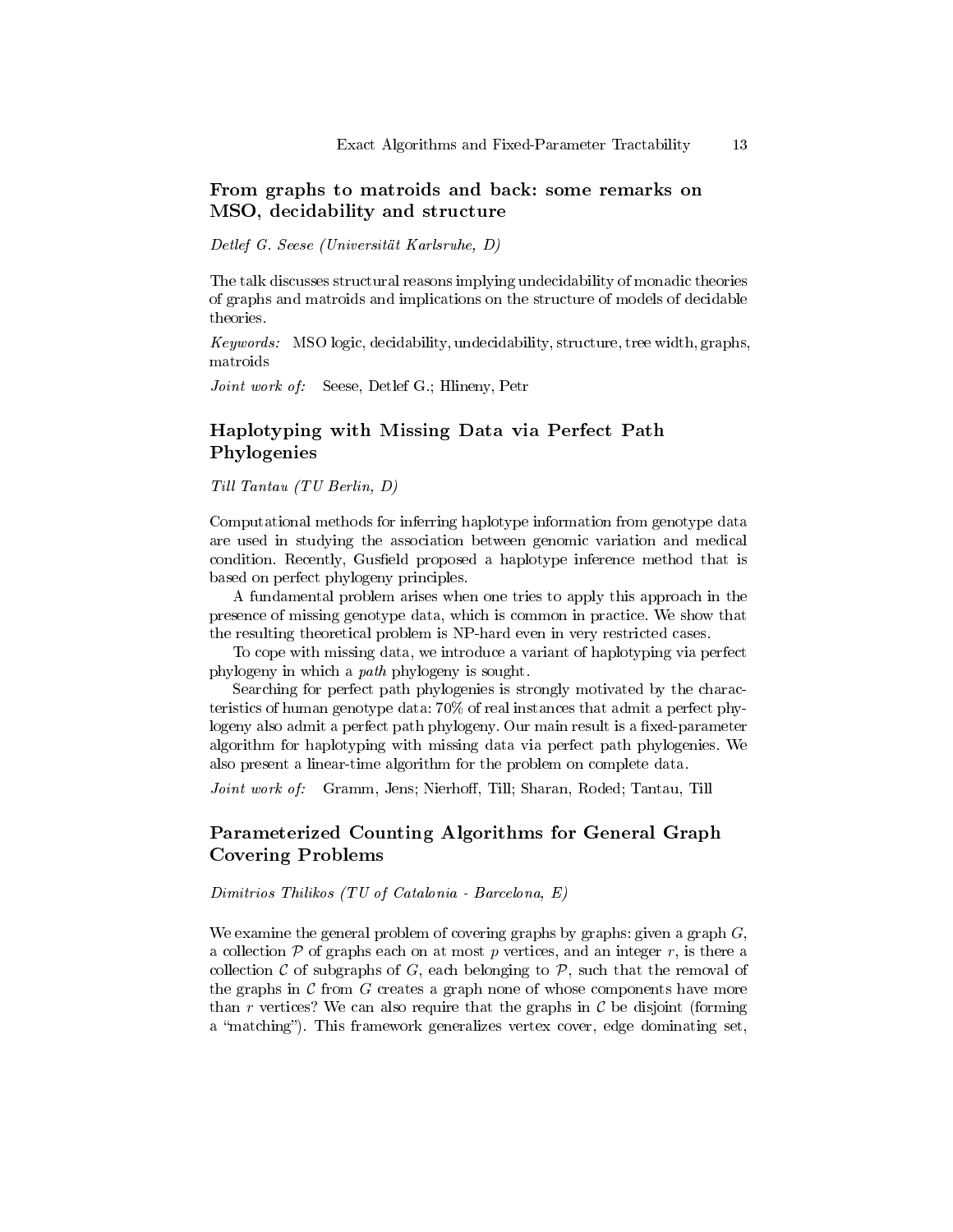## From graphs to matroids and back: some remarks on MSO, decidability and structure

*Detlef G. Seese (Universität Karlsruhe, D)*

The talk discusses structural reasons implying undecidability of monadic theories of graphs and matroids and implications on the structure of models of decidable theories.

*Keywords:* MSO logic, decidability, undecidability, structure, tree width, graphs, matroids

*Joint work of:* Seese, Detlef G.; Hlineny, Petr

## Haplotyping with Missing Data via Perfect Path Phylogenies

*Till Tantau (TU Berlin, D)*

Computational methods for inferring haplotype information from genotype data are used in studying the association between genomic variation and medical condition. Recently, Gusfield proposed a haplotype inference method that is based on perfect phylogeny principles.

A fundamental problem arises when one tries to apply this approach in the presence of missing genotype data, which is common in practice. We show that the resulting theoretical problem is NP-hard even in very restricted cases.

To cope with missing data, we introduce a variant of haplotyping via perfect phylogeny in which a *path* phylogeny is sought.

Searching for perfect path phylogenies is strongly motivated by the characteristics of human genotype data: 70% of real instances that admit a perfect phylogeny also admit a perfect path phylogeny. Our main result is a fixed-parameter algorithm for haplotyping with missing data via perfect path phylogenies. We also present a linear-time algorithm for the problem on complete data.

*Joint work of:* Gramm, Jens; Nierhoff, Till; Sharan, Roded; Tantau, Till

## Parameterized Counting Algorithms for General Graph Covering Problems

*Dimitrios Thilikos (TU of Catalonia - Barcelona, E)*

We examine the general problem of covering graphs by graphs: given a graph $G$, a collection $\mathcal{P}$ of graphs each on at most $p$ vertices, and an integer $r$, is there a collection $\mathcal{C}$ of subgraphs of $G$, each belonging to $\mathcal{P}$, such that the removal of the graphs in $\mathcal{C}$ from $G$ creates a graph none of whose components have more than $r$ vertices? We can also require that the graphs in $\mathcal{C}$ be disjoint (forming a "matching"). This framework generalizes vertex cover, edge dominating set,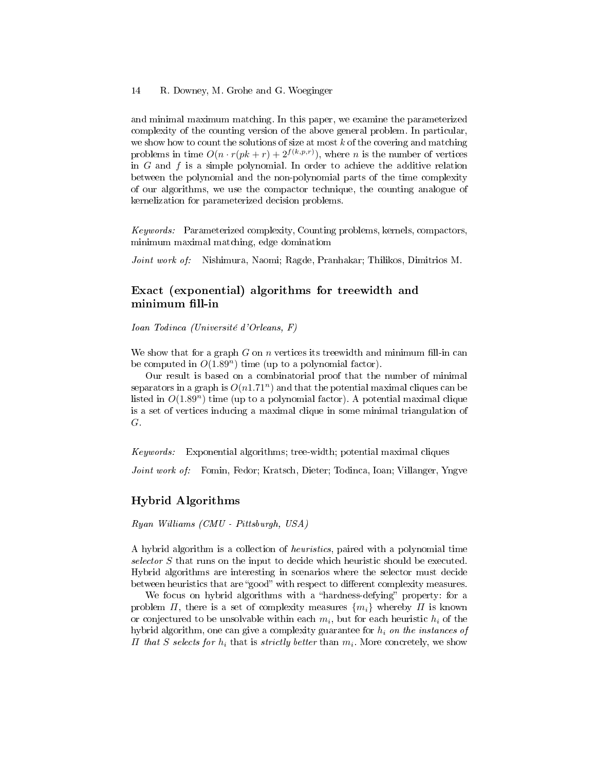and minimal maximum matching. In this paper, we examine the parameterized complexity of the counting version of the above general problem. In particular, we show how to count the solutions of size at most $k$ of the covering and matching problems in time $O(n \cdot r(pk + r) + 2^{f(k,p,r)})$, where $n$ is the number of vertices in $G$ and $f$ is a simple polynomial. In order to achieve the additive relation between the polynomial and the non-polynomial parts of the time complexity of our algorithms, we use the compactor technique, the counting analogue of kernelization for parameterized decision problems.

*Keywords:* Parameterized complexity, Counting problems, kernels, compactors, minimum maximal matching, edge dominatiom

*Joint work of:* Nishimura, Naomi; Ragde, Pranhakar; Thilikos, Dimitrios M.

## Exact (exponential) algorithms for treewidth and minimum fill-in

*Ioan Todinca (Université d'Orleans, F)*

We show that for a graph $G$ on $n$ vertices its treewidth and minimum fill-in can be computed in $O(1.89^n)$ time (up to a polynomial factor).

Our result is based on a combinatorial proof that the number of minimal separators in a graph is $O(n1.71^n)$ and that the potential maximal cliques can be listed in $O(1.89^n)$ time (up to a polynomial factor). A potential maximal clique is a set of vertices inducing a maximal clique in some minimal triangulation of $G$.

*Keywords:* Exponential algorithms; tree-width; potential maximal cliques

*Joint work of:* Fomin, Fedor; Kratsch, Dieter; Todinca, Ioan; Villanger, Yngve

## Hybrid Algorithms

*Ryan Williams (CMU - Pittsburgh, USA)*

A hybrid algorithm is a collection of *heuristics*, paired with a polynomial time *selector* $S$ that runs on the input to decide which heuristic should be executed. Hybrid algorithms are interesting in scenarios where the selector must decide between heuristics that are "good" with respect to different complexity measures.

We focus on hybrid algorithms with a "hardness-defying" property: for a problem $\Pi$, there is a set of complexity measures $\{m_i\}$ whereby $\Pi$ is known or conjectured to be unsolvable within each $m_i$, but for each heuristic $h_i$ of the hybrid algorithm, one can give a complexity guarantee for $h_i$ *on the instances of* $\Pi$ *that* $S$ *selects for* $h_i$ that is *strictly better* than $m_i$. More concretely, we show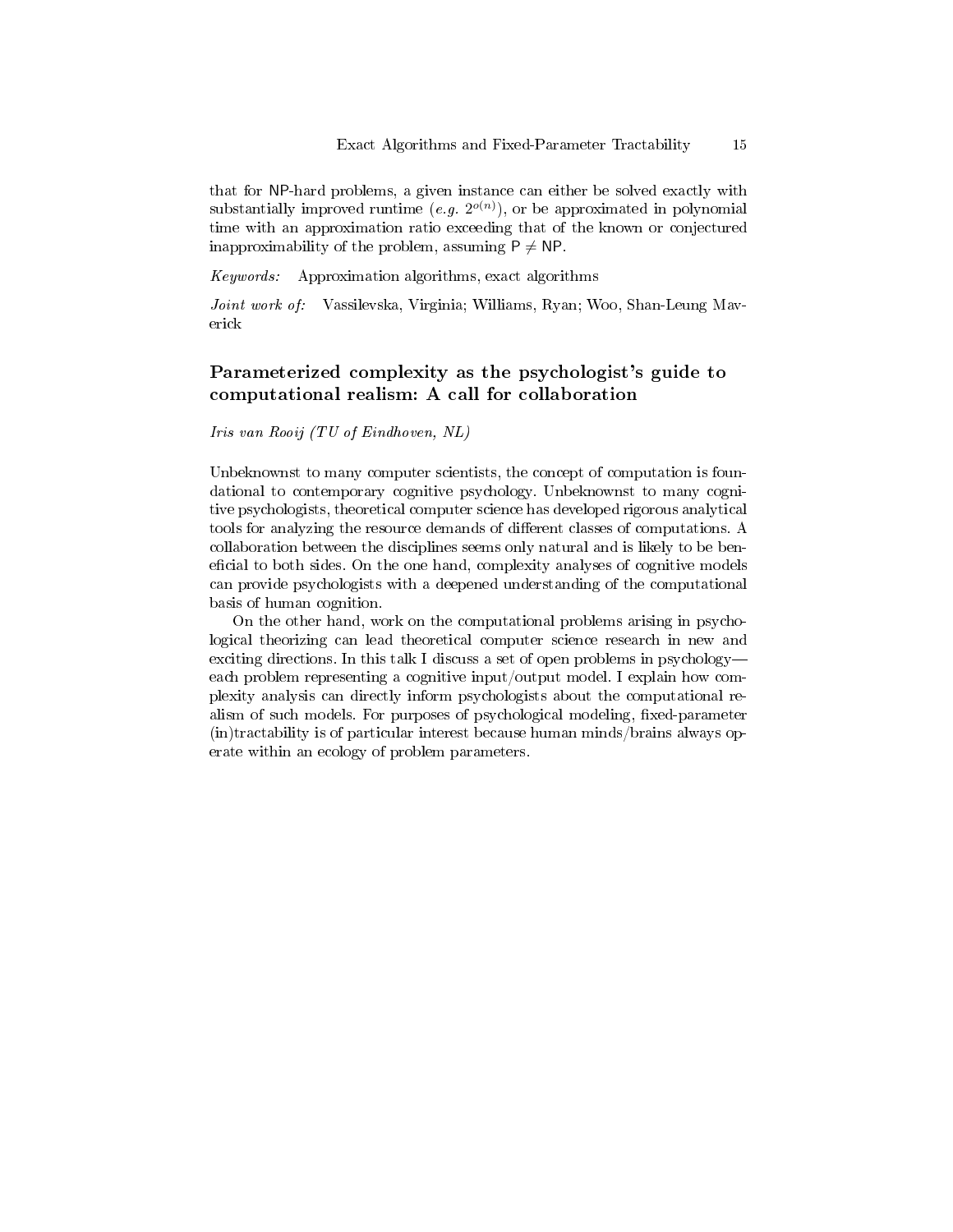that for NP-hard problems, a given instance can either be solved exactly with substantially improved runtime (*e.g.* $2^{o(n)}$), or be approximated in polynomial time with an approximation ratio exceeding that of the known or conjectured inapproximability of the problem, assuming $\mathsf{P} \neq \mathsf{NP}$.

*Keywords:* Approximation algorithms, exact algorithms

*Joint work of:* Vassilevska, Virginia; Williams, Ryan; Woo, Shan-Leung Maverick

## Parameterized complexity as the psychologist's guide to computational realism: A call for collaboration

*Iris van Rooij (TU of Eindhoven, NL)*

Unbeknownst to many computer scientists, the concept of computation is foundational to contemporary cognitive psychology. Unbeknownst to many cognitive psychologists, theoretical computer science has developed rigorous analytical tools for analyzing the resource demands of different classes of computations. A collaboration between the disciplines seems only natural and is likely to be beneficial to both sides. On the one hand, complexity analyses of cognitive models can provide psychologists with a deepened understanding of the computational basis of human cognition.

On the other hand, work on the computational problems arising in psychological theorizing can lead theoretical computer science research in new and exciting directions. In this talk I discuss a set of open problems in psychology—each problem representing a cognitive input/output model. I explain how complexity analysis can directly inform psychologists about the computational realism of such models. For purposes of psychological modeling, fixed-parameter (in)tractability is of particular interest because human minds/brains always operate within an ecology of problem parameters.